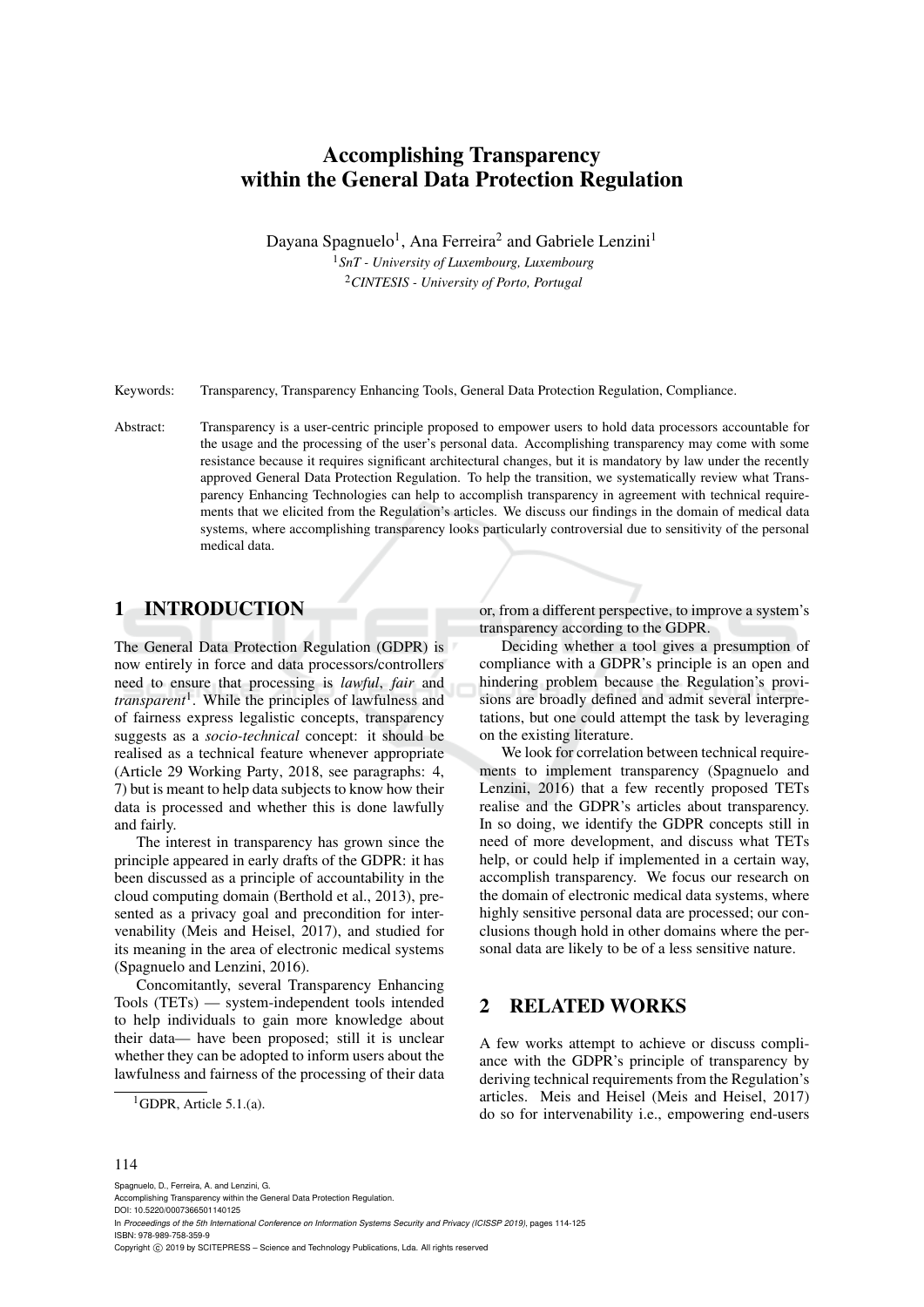# Accomplishing Transparency within the General Data Protection Regulation

Dayana Spagnuelo[1], Ana Ferreira[2] and Gabriele Lenzini[1]

[1]*SnT - University of Luxembourg, Luxembourg*
[2]*CINTESIS - University of Porto, Portugal*

Keywords: Transparency, Transparency Enhancing Tools, General Data Protection Regulation, Compliance.

Abstract: Transparency is a user-centric principle proposed to empower users to hold data processors accountable for the usage and the processing of the user's personal data. Accomplishing transparency may come with some resistance because it requires significant architectural changes, but it is mandatory by law under the recently approved General Data Protection Regulation. To help the transition, we systematically review what Transparency Enhancing Technologies can help to accomplish transparency in agreement with technical requirements that we elicited from the Regulation's articles. We discuss our findings in the domain of medical data systems, where accomplishing transparency looks particularly controversial due to sensitivity of the personal medical data.

## 1 INTRODUCTION

The General Data Protection Regulation (GDPR) is now entirely in force and data processors/controllers need to ensure that processing is *lawful*, *fair* and *transparent*[1]. While the principles of lawfulness and of fairness express legalistic concepts, transparency suggests as a *socio-technical* concept: it should be realised as a technical feature whenever appropriate (Article 29 Working Party, 2018, see paragraphs: 4, 7) but is meant to help data subjects to know how their data is processed and whether this is done lawfully and fairly.

The interest in transparency has grown since the principle appeared in early drafts of the GDPR: it has been discussed as a principle of accountability in the cloud computing domain (Berthold et al., 2013), presented as a privacy goal and precondition for intervenability (Meis and Heisel, 2017), and studied for its meaning in the area of electronic medical systems (Spagnuelo and Lenzini, 2016).

Concomitantly, several Transparency Enhancing Tools (TETs) — system-independent tools intended to help individuals to gain more knowledge about their data— have been proposed; still it is unclear whether they can be adopted to inform users about the lawfulness and fairness of the processing of their data or, from a different perspective, to improve a system's transparency according to the GDPR.

Deciding whether a tool gives a presumption of compliance with a GDPR's principle is an open and hindering problem because the Regulation's provisions are broadly defined and admit several interpretations, but one could attempt the task by leveraging on the existing literature.

We look for correlation between technical requirements to implement transparency (Spagnuelo and Lenzini, 2016) that a few recently proposed TETs realise and the GDPR's articles about transparency. In so doing, we identify the GDPR concepts still in need of more development, and discuss what TETs help, or could help if implemented in a certain way, accomplish transparency. We focus our research on the domain of electronic medical data systems, where highly sensitive personal data are processed; our conclusions though hold in other domains where the personal data are likely to be of a less sensitive nature.

[1] GDPR, Article 5.1.(a).

## 2 RELATED WORKS

A few works attempt to achieve or discuss compliance with the GDPR's principle of transparency by deriving technical requirements from the Regulation's articles. Meis and Heisel (Meis and Heisel, 2017) do so for intervenability i.e., empowering end-users

Spagnuelo, D., Ferreira, A. and Lenzini, G.
Accomplishing Transparency within the General Data Protection Regulation.
DOI: 10.5220/0007366501140125
In *Proceedings of the 5th International Conference on Information Systems Security and Privacy (ICISSP 2019)*, pages 114-125
ISBN: 978-989-758-359-9
Copyright © 2019 by SCITEPRESS – Science and Technology Publications, Lda. All rights reserved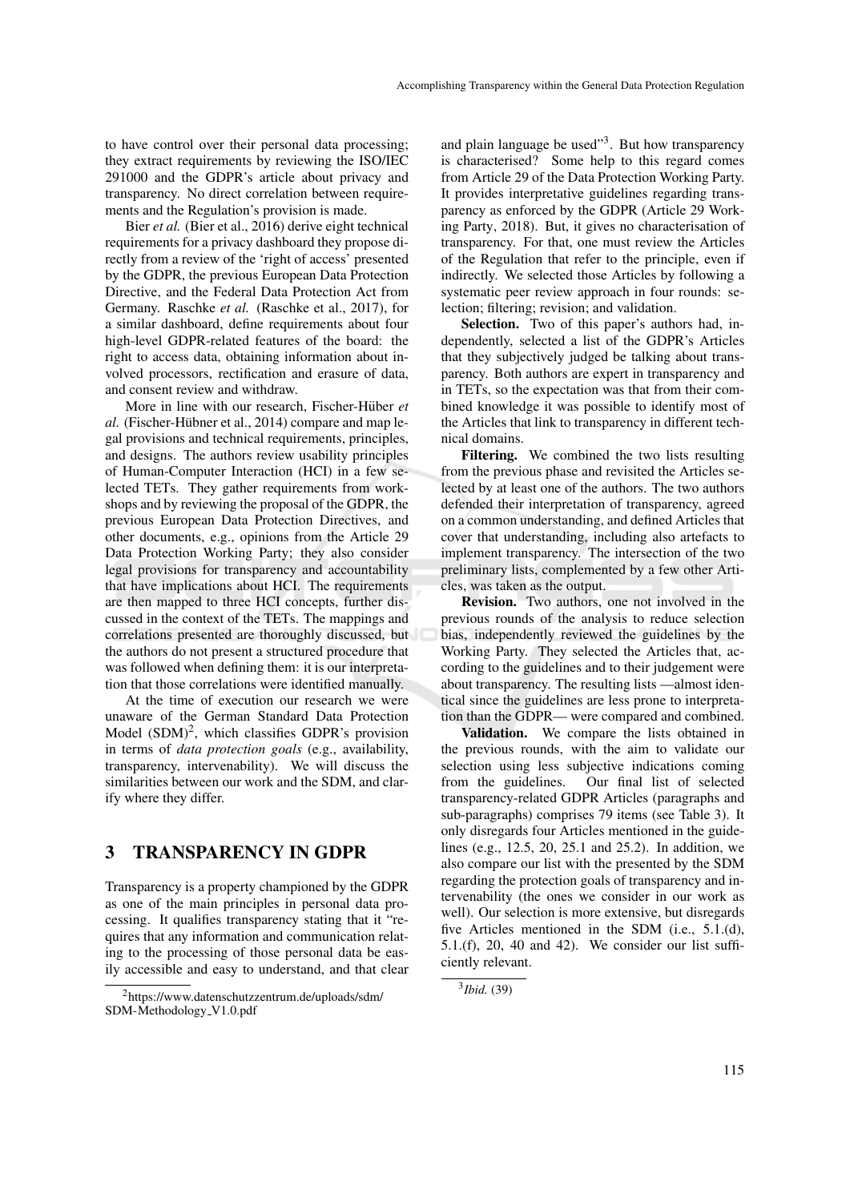to have control over their personal data processing; they extract requirements by reviewing the ISO/IEC 291000 and the GDPR's article about privacy and transparency. No direct correlation between requirements and the Regulation's provision is made.

Bier *et al.* (Bier et al., 2016) derive eight technical requirements for a privacy dashboard they propose directly from a review of the 'right of access' presented by the GDPR, the previous European Data Protection Directive, and the Federal Data Protection Act from Germany. Raschke *et al.* (Raschke et al., 2017), for a similar dashboard, define requirements about four high-level GDPR-related features of the board: the right to access data, obtaining information about involved processors, rectification and erasure of data, and consent review and withdraw.

More in line with our research, Fischer-Hüber *et al.* (Fischer-Hübner et al., 2014) compare and map legal provisions and technical requirements, principles, and designs. The authors review usability principles of Human-Computer Interaction (HCI) in a few selected TETs. They gather requirements from workshops and by reviewing the proposal of the GDPR, the previous European Data Protection Directives, and other documents, e.g., opinions from the Article 29 Data Protection Working Party; they also consider legal provisions for transparency and accountability that have implications about HCI. The requirements are then mapped to three HCI concepts, further discussed in the context of the TETs. The mappings and correlations presented are thoroughly discussed, but the authors do not present a structured procedure that was followed when defining them: it is our interpretation that those correlations were identified manually.

At the time of execution our research we were unaware of the German Standard Data Protection Model (SDM)[2], which classifies GDPR's provision in terms of *data protection goals* (e.g., availability, transparency, intervenability). We will discuss the similarities between our work and the SDM, and clarify where they differ.

## 3 TRANSPARENCY IN GDPR

Transparency is a property championed by the GDPR as one of the main principles in personal data processing. It qualifies transparency stating that it "requires that any information and communication relating to the processing of those personal data be easily accessible and easy to understand, and that clear and plain language be used"[3]. But how transparency is characterised? Some help to this regard comes from Article 29 of the Data Protection Working Party. It provides interpretative guidelines regarding transparency as enforced by the GDPR (Article 29 Working Party, 2018). But, it gives no characterisation of transparency. For that, one must review the Articles of the Regulation that refer to the principle, even if indirectly. We selected those Articles by following a systematic peer review approach in four rounds: selection; filtering; revision; and validation.

**Selection.** Two of this paper's authors had, independently, selected a list of the GDPR's Articles that they subjectively judged be talking about transparency. Both authors are expert in transparency and in TETs, so the expectation was that from their combined knowledge it was possible to identify most of the Articles that link to transparency in different technical domains.

**Filtering.** We combined the two lists resulting from the previous phase and revisited the Articles selected by at least one of the authors. The two authors defended their interpretation of transparency, agreed on a common understanding, and defined Articles that cover that understanding, including also artefacts to implement transparency. The intersection of the two preliminary lists, complemented by a few other Articles, was taken as the output.

**Revision.** Two authors, one not involved in the previous rounds of the analysis to reduce selection bias, independently reviewed the guidelines by the Working Party. They selected the Articles that, according to the guidelines and to their judgement were about transparency. The resulting lists —almost identical since the guidelines are less prone to interpretation than the GDPR— were compared and combined.

**Validation.** We compare the lists obtained in the previous rounds, with the aim to validate our selection using less subjective indications coming from the guidelines. Our final list of selected transparency-related GDPR Articles (paragraphs and sub-paragraphs) comprises 79 items (see Table 3). It only disregards four Articles mentioned in the guidelines (e.g., 12.5, 20, 25.1 and 25.2). In addition, we also compare our list with the presented by the SDM regarding the protection goals of transparency and intervenability (the ones we consider in our work as well). Our selection is more extensive, but disregards five Articles mentioned in the SDM (i.e., 5.1.(d), 5.1.(f), 20, 40 and 42). We consider our list sufficiently relevant.

---

[2] https://www.datenschutzzentrum.de/uploads/sdm/SDM-Methodology_V1.0.pdf

[3] *Ibid.* (39)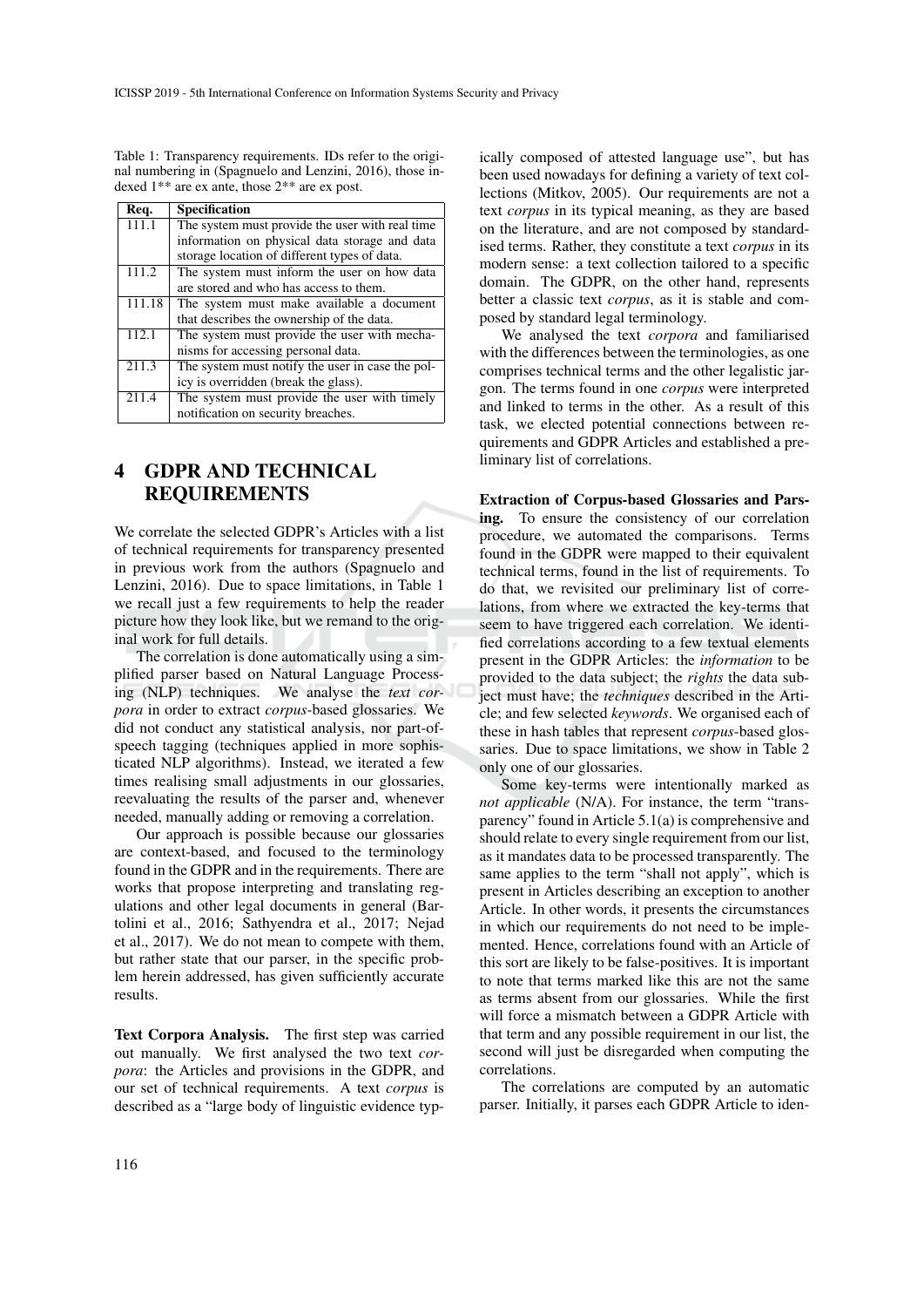Table 1: Transparency requirements. IDs refer to the original numbering in (Spagnuelo and Lenzini, 2016), those indexed 1** are ex ante, those 2** are ex post.

| Req. | Specification |
|---|---|
| 111.1 | The system must provide the user with real time information on physical data storage and data storage location of different types of data. |
| 111.2 | The system must inform the user on how data are stored and who has access to them. |
| 111.18 | The system must make available a document that describes the ownership of the data. |
| 112.1 | The system must provide the user with mechanisms for accessing personal data. |
| 211.3 | The system must notify the user in case the policy is overridden (break the glass). |
| 211.4 | The system must provide the user with timely notification on security breaches. |

## 4 GDPR AND TECHNICAL REQUIREMENTS

We correlate the selected GDPR's Articles with a list of technical requirements for transparency presented in previous work from the authors (Spagnuelo and Lenzini, 2016). Due to space limitations, in Table 1 we recall just a few requirements to help the reader picture how they look like, but we remand to the original work for full details.

The correlation is done automatically using a simplified parser based on Natural Language Processing (NLP) techniques. We analyse the *text corpora* in order to extract *corpus*-based glossaries. We did not conduct any statistical analysis, nor part-of-speech tagging (techniques applied in more sophisticated NLP algorithms). Instead, we iterated a few times realising small adjustments in our glossaries, reevaluating the results of the parser and, whenever needed, manually adding or removing a correlation.

Our approach is possible because our glossaries are context-based, and focused to the terminology found in the GDPR and in the requirements. There are works that propose interpreting and translating regulations and other legal documents in general (Bartolini et al., 2016; Sathyendra et al., 2017; Nejad et al., 2017). We do not mean to compete with them, but rather state that our parser, in the specific problem herein addressed, has given sufficiently accurate results.

**Text Corpora Analysis.** The first step was carried out manually. We first analysed the two text *corpora*: the Articles and provisions in the GDPR, and our set of technical requirements. A text *corpus* is described as a "large body of linguistic evidence typically composed of attested language use", but has been used nowadays for defining a variety of text collections (Mitkov, 2005). Our requirements are not a text *corpus* in its typical meaning, as they are based on the literature, and are not composed by standardised terms. Rather, they constitute a text *corpus* in its modern sense: a text collection tailored to a specific domain. The GDPR, on the other hand, represents better a classic text *corpus*, as it is stable and composed by standard legal terminology.

We analysed the text *corpora* and familiarised with the differences between the terminologies, as one comprises technical terms and the other legalistic jargon. The terms found in one *corpus* were interpreted and linked to terms in the other. As a result of this task, we elected potential connections between requirements and GDPR Articles and established a preliminary list of correlations.

**Extraction of Corpus-based Glossaries and Parsing.** To ensure the consistency of our correlation procedure, we automated the comparisons. Terms found in the GDPR were mapped to their equivalent technical terms, found in the list of requirements. To do that, we revisited our preliminary list of correlations, from where we extracted the key-terms that seem to have triggered each correlation. We identified correlations according to a few textual elements present in the GDPR Articles: the *information* to be provided to the data subject; the *rights* the data subject must have; the *techniques* described in the Article; and few selected *keywords*. We organised each of these in hash tables that represent *corpus*-based glossaries. Due to space limitations, we show in Table 2 only one of our glossaries.

Some key-terms were intentionally marked as *not applicable* (N/A). For instance, the term "transparency" found in Article 5.1(a) is comprehensive and should relate to every single requirement from our list, as it mandates data to be processed transparently. The same applies to the term "shall not apply", which is present in Articles describing an exception to another Article. In other words, it presents the circumstances in which our requirements do not need to be implemented. Hence, correlations found with an Article of this sort are likely to be false-positives. It is important to note that terms marked like this are not the same as terms absent from our glossaries. While the first will force a mismatch between a GDPR Article with that term and any possible requirement in our list, the second will just be disregarded when computing the correlations.

The correlations are computed by an automatic parser. Initially, it parses each GDPR Article to iden-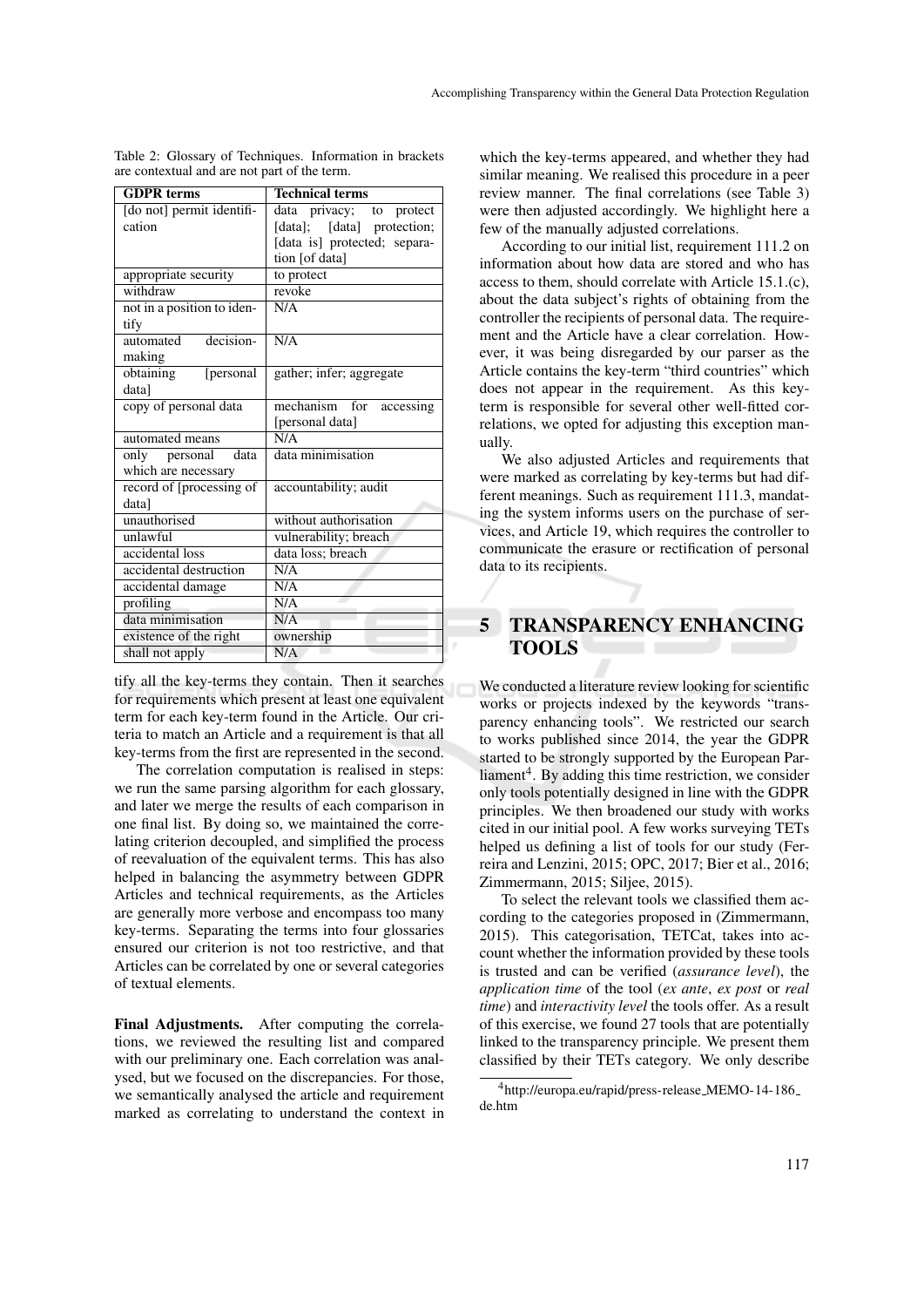Table 2: Glossary of Techniques. Information in brackets are contextual and are not part of the term.

| GDPR terms | Technical terms |
| --- | --- |
| [do not] permit identification | data privacy; to protect [data]; [data] protection; [data is] protected; separation [of data] |
| appropriate security | to protect |
| withdraw | revoke |
| not in a position to identify | N/A |
| automated decision-making | N/A |
| obtaining [personal data] | gather; infer; aggregate |
| copy of personal data | mechanism for accessing [personal data] |
| automated means | N/A |
| only personal data which are necessary | data minimisation |
| record of [processing of data] | accountability; audit |
| unauthorised | without authorisation |
| unlawful | vulnerability; breach |
| accidental loss | data loss; breach |
| accidental destruction | N/A |
| accidental damage | N/A |
| profiling | N/A |
| data minimisation | N/A |
| existence of the right | ownership |
| shall not apply | N/A |

tify all the key-terms they contain. Then it searches for requirements which present at least one equivalent term for each key-term found in the Article. Our criteria to match an Article and a requirement is that all key-terms from the first are represented in the second.

The correlation computation is realised in steps: we run the same parsing algorithm for each glossary, and later we merge the results of each comparison in one final list. By doing so, we maintained the correlating criterion decoupled, and simplified the process of reevaluation of the equivalent terms. This has also helped in balancing the asymmetry between GDPR Articles and technical requirements, as the Articles are generally more verbose and encompass too many key-terms. Separating the terms into four glossaries ensured our criterion is not too restrictive, and that Articles can be correlated by one or several categories of textual elements.

**Final Adjustments.** After computing the correlations, we reviewed the resulting list and compared with our preliminary one. Each correlation was analysed, but we focused on the discrepancies. For those, we semantically analysed the article and requirement marked as correlating to understand the context in which the key-terms appeared, and whether they had similar meaning. We realised this procedure in a peer review manner. The final correlations (see Table 3) were then adjusted accordingly. We highlight here a few of the manually adjusted correlations.

According to our initial list, requirement 111.2 on information about how data are stored and who has access to them, should correlate with Article 15.1.(c), about the data subject's rights of obtaining from the controller the recipients of personal data. The requirement and the Article have a clear correlation. However, it was being disregarded by our parser as the Article contains the key-term "third countries" which does not appear in the requirement. As this key-term is responsible for several other well-fitted correlations, we opted for adjusting this exception manually.

We also adjusted Articles and requirements that were marked as correlating by key-terms but had different meanings. Such as requirement 111.3, mandating the system informs users on the purchase of services, and Article 19, which requires the controller to communicate the erasure or rectification of personal data to its recipients.

# 5 TRANSPARENCY ENHANCING TOOLS

We conducted a literature review looking for scientific works or projects indexed by the keywords "transparency enhancing tools". We restricted our search to works published since 2014, the year the GDPR started to be strongly supported by the European Parliament[4]. By adding this time restriction, we consider only tools potentially designed in line with the GDPR principles. We then broadened our study with works cited in our initial pool. A few works surveying TETs helped us defining a list of tools for our study (Ferreira and Lenzini, 2015; OPC, 2017; Bier et al., 2016; Zimmermann, 2015; Siljee, 2015).

To select the relevant tools we classified them according to the categories proposed in (Zimmermann, 2015). This categorisation, TETCat, takes into account whether the information provided by these tools is trusted and can be verified (*assurance level*), the *application time* of the tool (*ex ante*, *ex post* or *real time*) and *interactivity level* the tools offer. As a result of this exercise, we found 27 tools that are potentially linked to the transparency principle. We present them classified by their TETs category. We only describe

[4] http://europa.eu/rapid/press-release_MEMO-14-186_de.htm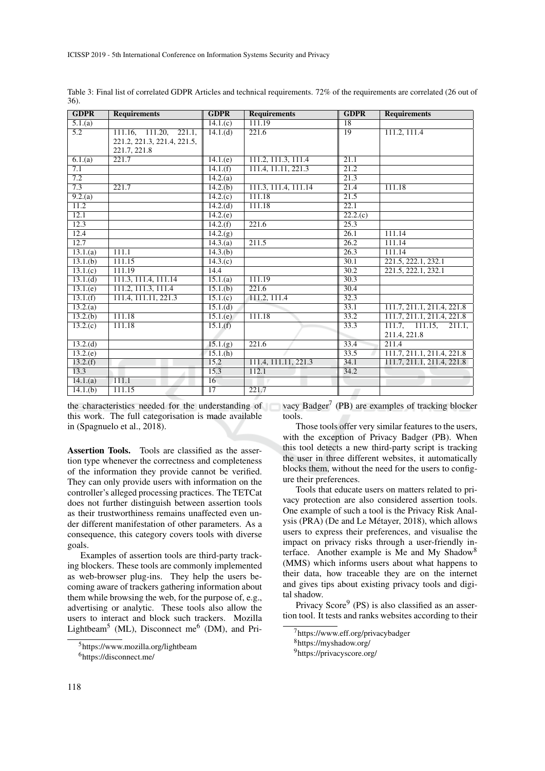Table 3: Final list of correlated GDPR Articles and technical requirements. 72% of the requirements are correlated (26 out of 36).

| GDPR | Requirements | GDPR | Requirements | GDPR | Requirements |
|---|---|---|---|---|---|
| 5.1.(a) | | 14.1.(c) | 111.19 | 18 | |
| 5.2 | 111.16, 111.20, 221.1, 221.2, 221.3, 221.4, 221.5, 221.7, 221.8 | 14.1.(d) | 221.6 | 19 | 111.2, 111.4 |
| 6.1.(a) | 221.7 | 14.1.(e) | 111.2, 111.3, 111.4 | 21.1 | |
| 7.1 | | 14.1.(f) | 111.4, 11.11, 221.3 | 21.2 | |
| 7.2 | | 14.2.(a) | | 21.3 | |
| 7.3 | 221.7 | 14.2.(b) | 111.3, 111.4, 111.14 | 21.4 | 111.18 |
| 9.2.(a) | | 14.2.(c) | 111.18 | 21.5 | |
| 11.2 | | 14.2.(d) | 111.18 | 22.1 | |
| 12.1 | | 14.2.(e) | | 22.2.(c) | |
| 12.3 | | 14.2.(f) | 221.6 | 25.3 | |
| 12.4 | | 14.2.(g) | | 26.1 | 111.14 |
| 12.7 | | 14.3.(a) | 211.5 | 26.2 | 111.14 |
| 13.1.(a) | 111.1 | 14.3.(b) | | 26.3 | 111.14 |
| 13.1.(b) | 111.15 | 14.3.(c) | | 30.1 | 221.5, 222.1, 232.1 |
| 13.1.(c) | 111.19 | 14.4 | | 30.2 | 221.5, 222.1, 232.1 |
| 13.1.(d) | 111.3, 111.4, 111.14 | 15.1.(a) | 111.19 | 30.3 | |
| 13.1.(e) | 111.2, 111.3, 111.4 | 15.1.(b) | 221.6 | 30.4 | |
| 13.1.(f) | 111.4, 111.11, 221.3 | 15.1.(c) | 111.2, 111.4 | 32.3 | |
| 13.2.(a) | | 15.1.(d) | | 33.1 | 111.7, 211.1, 211.4, 221.8 |
| 13.2.(b) | 111.18 | 15.1.(e) | 111.18 | 33.2 | 111.7, 211.1, 211.4, 221.8 |
| 13.2.(c) | 111.18 | 15.1.(f) | | 33.3 | 111.7, 111.15, 211.1, 211.4, 221.8 |
| 13.2.(d) | | 15.1.(g) | 221.6 | 33.4 | 211.4 |
| 13.2.(e) | | 15.1.(h) | | 33.5 | 111.7, 211.1, 211.4, 221.8 |
| 13.2.(f) | | 15.2 | 111.4, 111.11, 221.3 | 34.1 | 111.7, 211.1, 211.4, 221.8 |
| 13.3 | | 15.3 | 112.1 | 34.2 | |
| 14.1.(a) | 111.1 | 16 | | | |
| 14.1.(b) | 111.15 | 17 | 221.7 | | |

the characteristics needed for the understanding of this work. The full categorisation is made available in (Spagnuelo et al., 2018).

**Assertion Tools.** Tools are classified as the assertion type whenever the correctness and completeness of the information they provide cannot be verified. They can only provide users with information on the controller's alleged processing practices. The TETCat does not further distinguish between assertion tools as their trustworthiness remains unaffected even under different manifestation of other parameters. As a consequence, this category covers tools with diverse goals.

Examples of assertion tools are third-party tracking blockers. These tools are commonly implemented as web-browser plug-ins. They help the users becoming aware of trackers gathering information about them while browsing the web, for the purpose of, e.g., advertising or analytic. These tools also allow the users to interact and block such trackers. Mozilla Lightbeam[5] (ML), Disconnect me[6] (DM), and Privacy Badger[7] (PB) are examples of tracking blocker tools.

Those tools offer very similar features to the users, with the exception of Privacy Badger (PB). When this tool detects a new third-party script is tracking the user in three different websites, it automatically blocks them, without the need for the users to configure their preferences.

Tools that educate users on matters related to privacy protection are also considered assertion tools. One example of such a tool is the Privacy Risk Analysis (PRA) (De and Le Métayer, 2018), which allows users to express their preferences, and visualise the impact on privacy risks through a user-friendly interface. Another example is Me and My Shadow[8] (MMS) which informs users about what happens to their data, how traceable they are on the internet and gives tips about existing privacy tools and digital shadow.

Privacy Score[9] (PS) is also classified as an assertion tool. It tests and ranks websites according to their

[5] https://www.mozilla.org/lightbeam

[6] https://disconnect.me/

[7] https://www.eff.org/privacybadger

[8] https://myshadow.org/

[9] https://privacyscore.org/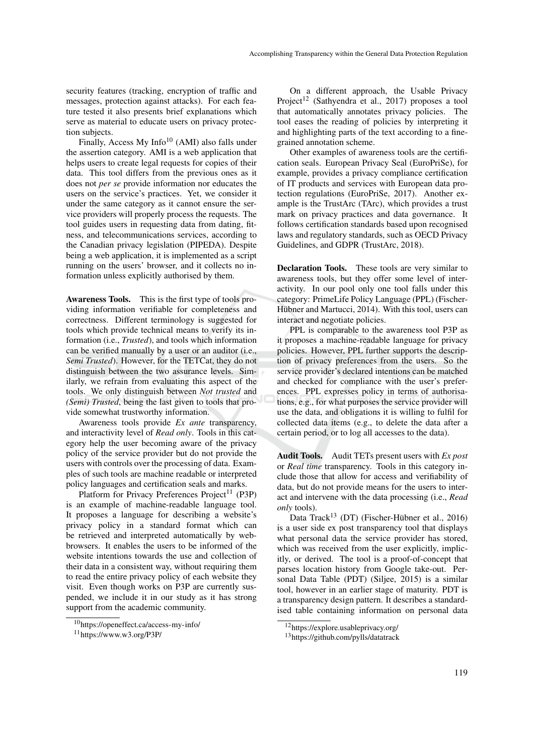security features (tracking, encryption of traffic and messages, protection against attacks). For each feature tested it also presents brief explanations which serve as material to educate users on privacy protection subjects.

Finally, Access My Info[10] (AMI) also falls under the assertion category. AMI is a web application that helps users to create legal requests for copies of their data. This tool differs from the previous ones as it does not *per se* provide information nor educates the users on the service's practices. Yet, we consider it under the same category as it cannot ensure the service providers will properly process the requests. The tool guides users in requesting data from dating, fitness, and telecommunications services, according to the Canadian privacy legislation (PIPEDA). Despite being a web application, it is implemented as a script running on the users' browser, and it collects no information unless explicitly authorised by them.

**Awareness Tools.** This is the first type of tools providing information verifiable for completeness and correctness. Different terminology is suggested for tools which provide technical means to verify its information (i.e., *Trusted*), and tools which information can be verified manually by a user or an auditor (i.e., *Semi Trusted*). However, for the TETCat, they do not distinguish between the two assurance levels. Similarly, we refrain from evaluating this aspect of the tools. We only distinguish between *Not trusted* and *(Semi) Trusted*, being the last given to tools that provide somewhat trustworthy information.

Awareness tools provide *Ex ante* transparency, and interactivity level of *Read only*. Tools in this category help the user becoming aware of the privacy policy of the service provider but do not provide the users with controls over the processing of data. Examples of such tools are machine readable or interpreted policy languages and certification seals and marks.

Platform for Privacy Preferences Project[11] (P3P) is an example of machine-readable language tool. It proposes a language for describing a website's privacy policy in a standard format which can be retrieved and interpreted automatically by web-browsers. It enables the users to be informed of the website intentions towards the use and collection of their data in a consistent way, without requiring them to read the entire privacy policy of each website they visit. Even though works on P3P are currently suspended, we include it in our study as it has strong support from the academic community.

[10] https://openeffect.ca/access-my-info/

[11] https://www.w3.org/P3P/

On a different approach, the Usable Privacy Project[12] (Sathyendra et al., 2017) proposes a tool that automatically annotates privacy policies. The tool eases the reading of policies by interpreting it and highlighting parts of the text according to a fine-grained annotation scheme.

Other examples of awareness tools are the certification seals. European Privacy Seal (EuroPriSe), for example, provides a privacy compliance certification of IT products and services with European data protection regulations (EuroPriSe, 2017). Another example is the TrustArc (TArc), which provides a trust mark on privacy practices and data governance. It follows certification standards based upon recognised laws and regulatory standards, such as OECD Privacy Guidelines, and GDPR (TrustArc, 2018).

**Declaration Tools.** These tools are very similar to awareness tools, but they offer some level of interactivity. In our pool only one tool falls under this category: PrimeLife Policy Language (PPL) (Fischer-Hübner and Martucci, 2014). With this tool, users can interact and negotiate policies.

PPL is comparable to the awareness tool P3P as it proposes a machine-readable language for privacy policies. However, PPL further supports the description of privacy preferences from the users. So the service provider's declared intentions can be matched and checked for compliance with the user's preferences. PPL expresses policy in terms of authorisations, e.g., for what purposes the service provider will use the data, and obligations it is willing to fulfil for collected data items (e.g., to delete the data after a certain period, or to log all accesses to the data).

**Audit Tools.** Audit TETs present users with *Ex post* or *Real time* transparency. Tools in this category include those that allow for access and verifiability of data, but do not provide means for the users to interact and intervene with the data processing (i.e., *Read only* tools).

Data Track[13] (DT) (Fischer-Hübner et al., 2016) is a user side ex post transparency tool that displays what personal data the service provider has stored, which was received from the user explicitly, implicitly, or derived. The tool is a proof-of-concept that parses location history from Google take-out. Personal Data Table (PDT) (Siljee, 2015) is a similar tool, however in an earlier stage of maturity. PDT is a transparency design pattern. It describes a standardised table containing information on personal data

[12] https://explore.usableprivacy.org/

[13] https://github.com/pylls/datatrack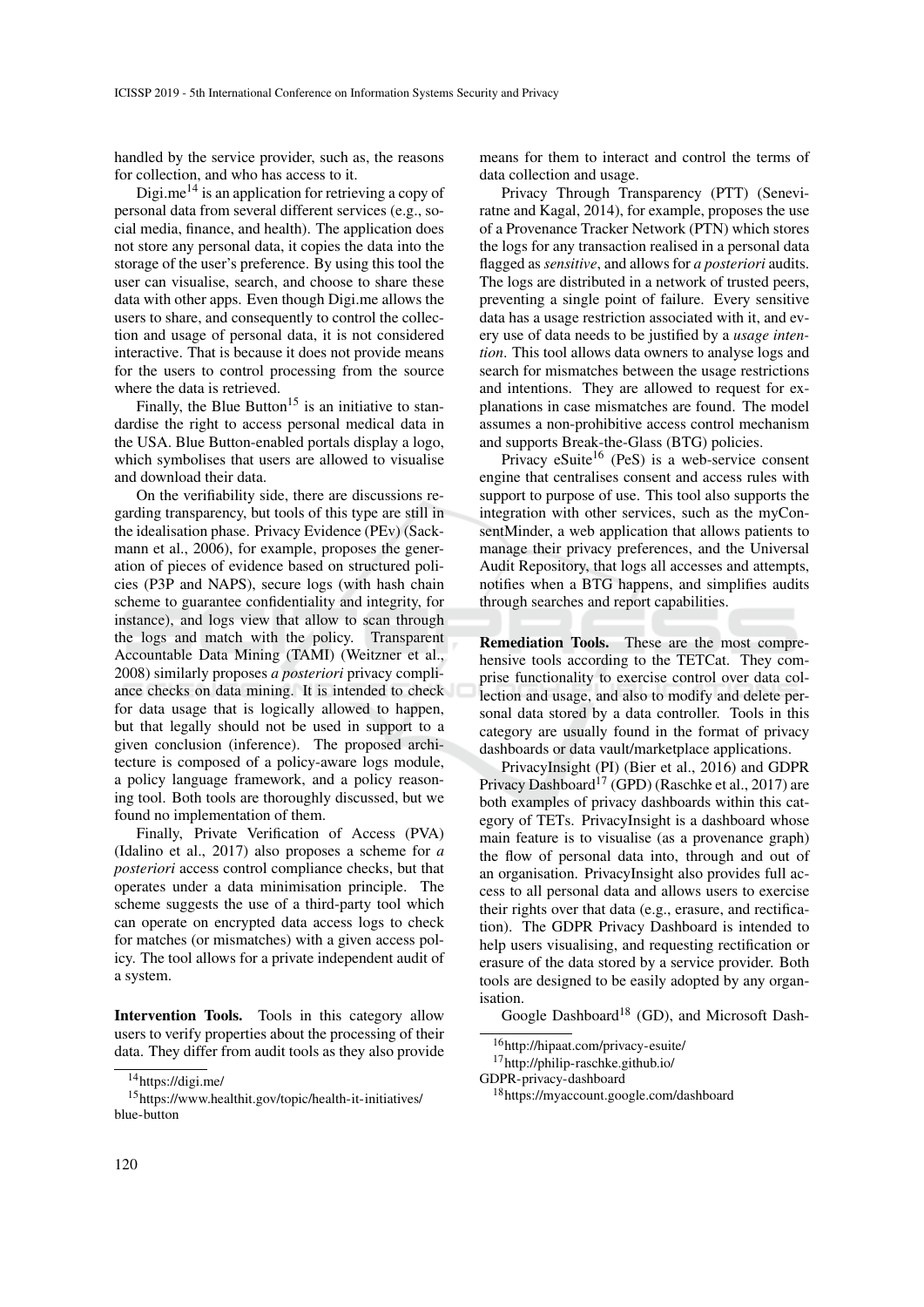handled by the service provider, such as, the reasons for collection, and who has access to it.

Digi.me[14] is an application for retrieving a copy of personal data from several different services (e.g., social media, finance, and health). The application does not store any personal data, it copies the data into the storage of the user's preference. By using this tool the user can visualise, search, and choose to share these data with other apps. Even though Digi.me allows the users to share, and consequently to control the collection and usage of personal data, it is not considered interactive. That is because it does not provide means for the users to control processing from the source where the data is retrieved.

Finally, the Blue Button[15] is an initiative to standardise the right to access personal medical data in the USA. Blue Button-enabled portals display a logo, which symbolises that users are allowed to visualise and download their data.

On the verifiability side, there are discussions regarding transparency, but tools of this type are still in the idealisation phase. Privacy Evidence (PEv) (Sackmann et al., 2006), for example, proposes the generation of pieces of evidence based on structured policies (P3P and NAPS), secure logs (with hash chain scheme to guarantee confidentiality and integrity, for instance), and logs view that allow to scan through the logs and match with the policy. Transparent Accountable Data Mining (TAMI) (Weitzner et al., 2008) similarly proposes *a posteriori* privacy compliance checks on data mining. It is intended to check for data usage that is logically allowed to happen, but that legally should not be used in support to a given conclusion (inference). The proposed architecture is composed of a policy-aware logs module, a policy language framework, and a policy reasoning tool. Both tools are thoroughly discussed, but we found no implementation of them.

Finally, Private Verification of Access (PVA) (Idalino et al., 2017) also proposes a scheme for *a posteriori* access control compliance checks, but that operates under a data minimisation principle. The scheme suggests the use of a third-party tool which can operate on encrypted data access logs to check for matches (or mismatches) with a given access policy. The tool allows for a private independent audit of a system.

**Intervention Tools.** Tools in this category allow users to verify properties about the processing of their data. They differ from audit tools as they also provide means for them to interact and control the terms of data collection and usage.

Privacy Through Transparency (PTT) (Seneviratne and Kagal, 2014), for example, proposes the use of a Provenance Tracker Network (PTN) which stores the logs for any transaction realised in a personal data flagged as *sensitive*, and allows for *a posteriori* audits. The logs are distributed in a network of trusted peers, preventing a single point of failure. Every sensitive data has a usage restriction associated with it, and every use of data needs to be justified by a *usage intention*. This tool allows data owners to analyse logs and search for mismatches between the usage restrictions and intentions. They are allowed to request for explanations in case mismatches are found. The model assumes a non-prohibitive access control mechanism and supports Break-the-Glass (BTG) policies.

Privacy eSuite[16] (PeS) is a web-service consent engine that centralises consent and access rules with support to purpose of use. This tool also supports the integration with other services, such as the myConsentMinder, a web application that allows patients to manage their privacy preferences, and the Universal Audit Repository, that logs all accesses and attempts, notifies when a BTG happens, and simplifies audits through searches and report capabilities.

**Remediation Tools.** These are the most comprehensive tools according to the TETCat. They comprise functionality to exercise control over data collection and usage, and also to modify and delete personal data stored by a data controller. Tools in this category are usually found in the format of privacy dashboards or data vault/marketplace applications.

PrivacyInsight (PI) (Bier et al., 2016) and GDPR Privacy Dashboard[17] (GPD) (Raschke et al., 2017) are both examples of privacy dashboards within this category of TETs. PrivacyInsight is a dashboard whose main feature is to visualise (as a provenance graph) the flow of personal data into, through and out of an organisation. PrivacyInsight also provides full access to all personal data and allows users to exercise their rights over that data (e.g., erasure, and rectification). The GDPR Privacy Dashboard is intended to help users visualising, and requesting rectification or erasure of the data stored by a service provider. Both tools are designed to be easily adopted by any organisation.

Google Dashboard[18] (GD), and Microsoft Dash-

[14] https://digi.me/

[15] https://www.healthit.gov/topic/health-it-initiatives/blue-button

[16] http://hipaat.com/privacy-esuite/

[17] http://philip-raschke.github.io/GDPR-privacy-dashboard

[18] https://myaccount.google.com/dashboard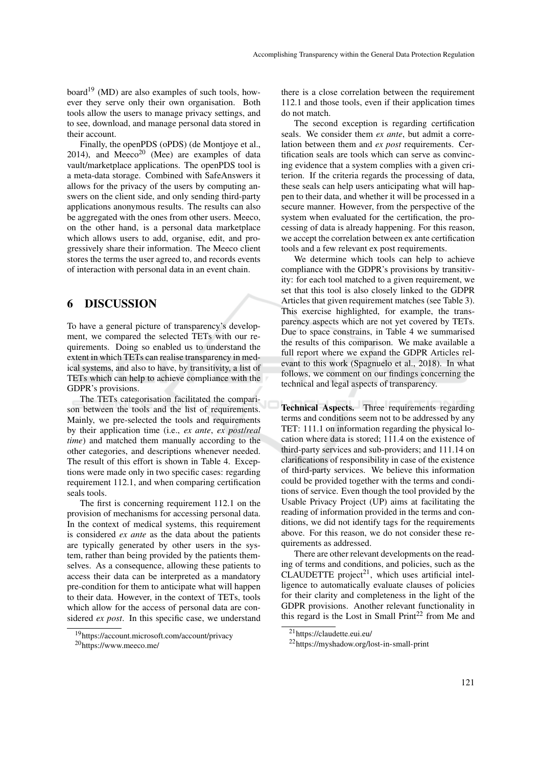board[19] (MD) are also examples of such tools, however they serve only their own organisation. Both tools allow the users to manage privacy settings, and to see, download, and manage personal data stored in their account.

Finally, the openPDS (oPDS) (de Montjoye et al., 2014), and Meeco[20] (Mee) are examples of data vault/marketplace applications. The openPDS tool is a meta-data storage. Combined with SafeAnswers it allows for the privacy of the users by computing answers on the client side, and only sending third-party applications anonymous results. The results can also be aggregated with the ones from other users. Meeco, on the other hand, is a personal data marketplace which allows users to add, organise, edit, and progressively share their information. The Meeco client stores the terms the user agreed to, and records events of interaction with personal data in an event chain.

## 6 DISCUSSION

To have a general picture of transparency's development, we compared the selected TETs with our requirements. Doing so enabled us to understand the extent in which TETs can realise transparency in medical systems, and also to have, by transitivity, a list of TETs which can help to achieve compliance with the GDPR's provisions.

The TETs categorisation facilitated the comparison between the tools and the list of requirements. Mainly, we pre-selected the tools and requirements by their application time (i.e., *ex ante*, *ex post*/*real time*) and matched them manually according to the other categories, and descriptions whenever needed. The result of this effort is shown in Table 4. Exceptions were made only in two specific cases: regarding requirement 112.1, and when comparing certification seals tools.

The first is concerning requirement 112.1 on the provision of mechanisms for accessing personal data. In the context of medical systems, this requirement is considered *ex ante* as the data about the patients are typically generated by other users in the system, rather than being provided by the patients themselves. As a consequence, allowing these patients to access their data can be interpreted as a mandatory pre-condition for them to anticipate what will happen to their data. However, in the context of TETs, tools which allow for the access of personal data are considered *ex post*. In this specific case, we understand there is a close correlation between the requirement 112.1 and those tools, even if their application times do not match.

The second exception is regarding certification seals. We consider them *ex ante*, but admit a correlation between them and *ex post* requirements. Certification seals are tools which can serve as convincing evidence that a system complies with a given criterion. If the criteria regards the processing of data, these seals can help users anticipating what will happen to their data, and whether it will be processed in a secure manner. However, from the perspective of the system when evaluated for the certification, the processing of data is already happening. For this reason, we accept the correlation between ex ante certification tools and a few relevant ex post requirements.

We determine which tools can help to achieve compliance with the GDPR's provisions by transitivity: for each tool matched to a given requirement, we set that this tool is also closely linked to the GDPR Articles that given requirement matches (see Table 3). This exercise highlighted, for example, the transparency aspects which are not yet covered by TETs. Due to space constrains, in Table 4 we summarised the results of this comparison. We make available a full report where we expand the GDPR Articles relevant to this work (Spagnuelo et al., 2018). In what follows, we comment on our findings concerning the technical and legal aspects of transparency.

**Technical Aspects.** Three requirements regarding terms and conditions seem not to be addressed by any TET: 111.1 on information regarding the physical location where data is stored; 111.4 on the existence of third-party services and sub-providers; and 111.14 on clarifications of responsibility in case of the existence of third-party services. We believe this information could be provided together with the terms and conditions of service. Even though the tool provided by the Usable Privacy Project (UP) aims at facilitating the reading of information provided in the terms and conditions, we did not identify tags for the requirements above. For this reason, we do not consider these requirements as addressed.

There are other relevant developments on the reading of terms and conditions, and policies, such as the CLAUDETTE project[21], which uses artificial intelligence to automatically evaluate clauses of policies for their clarity and completeness in the light of the GDPR provisions. Another relevant functionality in this regard is the Lost in Small Print[22] from Me and

[19] https://account.microsoft.com/account/privacy

[20] https://www.meeco.me/

[21] https://claudette.eui.eu/

[22] https://myshadow.org/lost-in-small-print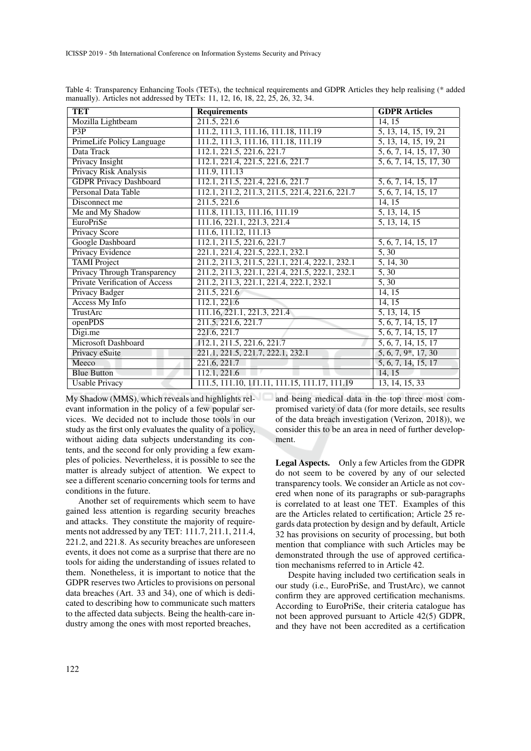Table 4: Transparency Enhancing Tools (TETs), the technical requirements and GDPR Articles they help realising (* added manually). Articles not addressed by TETs: 11, 12, 16, 18, 22, 25, 26, 32, 34.

| TET | Requirements | GDPR Articles |
|---|---|---|
| Mozilla Lightbeam | 211.5, 221.6 | 14, 15 |
| P3P | 111.2, 111.3, 111.16, 111.18, 111.19 | 5, 13, 14, 15, 19, 21 |
| PrimeLife Policy Language | 111.2, 111.3, 111.16, 111.18, 111.19 | 5, 13, 14, 15, 19, 21 |
| Data Track | 112.1, 221.5, 221.6, 221.7 | 5, 6, 7, 14, 15, 17, 30 |
| Privacy Insight | 112.1, 221.4, 221.5, 221.6, 221.7 | 5, 6, 7, 14, 15, 17, 30 |
| Privacy Risk Analysis | 111.9, 111.13 | |
| GDPR Privacy Dashboard | 112.1, 211.5, 221.4, 221.6, 221.7 | 5, 6, 7, 14, 15, 17 |
| Personal Data Table | 112.1, 211.2, 211.3, 211.5, 221.4, 221.6, 221.7 | 5, 6, 7, 14, 15, 17 |
| Disconnect me | 211.5, 221.6 | 14, 15 |
| Me and My Shadow | 111.8, 111.13, 111.16, 111.19 | 5, 13, 14, 15 |
| EuroPriSe | 111.16, 221.1, 221.3, 221.4 | 5, 13, 14, 15 |
| Privacy Score | 111.6, 111.12, 111.13 | |
| Google Dashboard | 112.1, 211.5, 221.6, 221.7 | 5, 6, 7, 14, 15, 17 |
| Privacy Evidence | 221.1, 221.4, 221.5, 222.1, 232.1 | 5, 30 |
| TAMI Project | 211.2, 211.3, 211.5, 221.1, 221.4, 222.1, 232.1 | 5, 14, 30 |
| Privacy Through Transparency | 211.2, 211.3, 221.1, 221.4, 221.5, 222.1, 232.1 | 5, 30 |
| Private Verification of Access | 211.2, 211.3, 221.1, 221.4, 222.1, 232.1 | 5, 30 |
| Privacy Badger | 211.5, 221.6 | 14, 15 |
| Access My Info | 112.1, 221.6 | 14, 15 |
| TrustArc | 111.16, 221.1, 221.3, 221.4 | 5, 13, 14, 15 |
| openPDS | 211.5, 221.6, 221.7 | 5, 6, 7, 14, 15, 17 |
| Digi.me | 221.6, 221.7 | 5, 6, 7, 14, 15, 17 |
| Microsoft Dashboard | 112.1, 211.5, 221.6, 221.7 | 5, 6, 7, 14, 15, 17 |
| Privacy eSuite | 221.1, 221.5, 221.7, 222.1, 232.1 | 5, 6, 7, 9*, 17, 30 |
| Meeco | 221.6, 221.7 | 5, 6, 7, 14, 15, 17 |
| Blue Button | 112.1, 221.6 | 14, 15 |
| Usable Privacy | 111.5, 111.10, 111.11, 111.15, 111.17, 111.19 | 13, 14, 15, 33 |

My Shadow (MMS), which reveals and highlights relevant information in the policy of a few popular services. We decided not to include those tools in our study as the first only evaluates the quality of a policy, without aiding data subjects understanding its contents, and the second for only providing a few examples of policies. Nevertheless, it is possible to see the matter is already subject of attention. We expect to see a different scenario concerning tools for terms and conditions in the future.

Another set of requirements which seem to have gained less attention is regarding security breaches and attacks. They constitute the majority of requirements not addressed by any TET: 111.7, 211.1, 211.4, 221.2, and 221.8. As security breaches are unforeseen events, it does not come as a surprise that there are no tools for aiding the understanding of issues related to them. Nonetheless, it is important to notice that the GDPR reserves two Articles to provisions on personal data breaches (Art. 33 and 34), one of which is dedicated to describing how to communicate such matters to the affected data subjects. Being the health-care industry among the ones with most reported breaches, and being medical data in the top three most compromised variety of data (for more details, see results of the data breach investigation (Verizon, 2018)), we consider this to be an area in need of further development.

**Legal Aspects.** Only a few Articles from the GDPR do not seem to be covered by any of our selected transparency tools. We consider an Article as not covered when none of its paragraphs or sub-paragraphs is correlated to at least one TET. Examples of this are the Articles related to certification; Article 25 regards data protection by design and by default, Article 32 has provisions on security of processing, but both mention that compliance with such Articles may be demonstrated through the use of approved certification mechanisms referred to in Article 42.

Despite having included two certification seals in our study (i.e., EuroPriSe, and TrustArc), we cannot confirm they are approved certification mechanisms. According to EuroPriSe, their criteria catalogue has not been approved pursuant to Article 42(5) GDPR, and they have not been accredited as a certification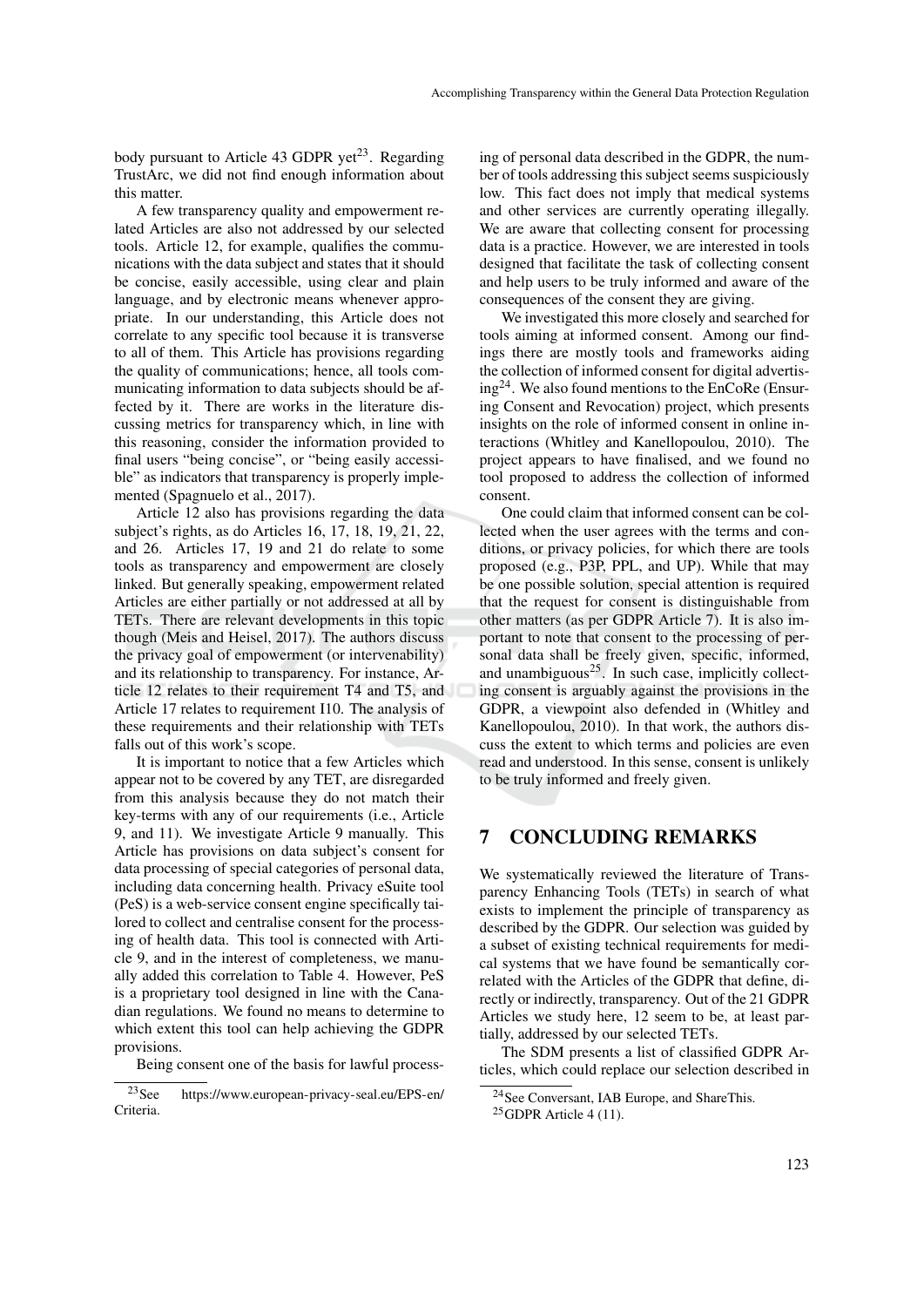body pursuant to Article 43 GDPR yet[23]. Regarding TrustArc, we did not find enough information about this matter.

A few transparency quality and empowerment related Articles are also not addressed by our selected tools. Article 12, for example, qualifies the communications with the data subject and states that it should be concise, easily accessible, using clear and plain language, and by electronic means whenever appropriate. In our understanding, this Article does not correlate to any specific tool because it is transverse to all of them. This Article has provisions regarding the quality of communications; hence, all tools communicating information to data subjects should be affected by it. There are works in the literature discussing metrics for transparency which, in line with this reasoning, consider the information provided to final users "being concise", or "being easily accessible" as indicators that transparency is properly implemented (Spagnuelo et al., 2017).

Article 12 also has provisions regarding the data subject's rights, as do Articles 16, 17, 18, 19, 21, 22, and 26. Articles 17, 19 and 21 do relate to some tools as transparency and empowerment are closely linked. But generally speaking, empowerment related Articles are either partially or not addressed at all by TETs. There are relevant developments in this topic though (Meis and Heisel, 2017). The authors discuss the privacy goal of empowerment (or intervenability) and its relationship to transparency. For instance, Article 12 relates to their requirement T4 and T5, and Article 17 relates to requirement I10. The analysis of these requirements and their relationship with TETs falls out of this work's scope.

It is important to notice that a few Articles which appear not to be covered by any TET, are disregarded from this analysis because they do not match their key-terms with any of our requirements (i.e., Article 9, and 11). We investigate Article 9 manually. This Article has provisions on data subject's consent for data processing of special categories of personal data, including data concerning health. Privacy eSuite tool (PeS) is a web-service consent engine specifically tailored to collect and centralise consent for the processing of health data. This tool is connected with Article 9, and in the interest of completeness, we manually added this correlation to Table 4. However, PeS is a proprietary tool designed in line with the Canadian regulations. We found no means to determine to which extent this tool can help achieving the GDPR provisions.

Being consent one of the basis for lawful processing of personal data described in the GDPR, the number of tools addressing this subject seems suspiciously low. This fact does not imply that medical systems and other services are currently operating illegally. We are aware that collecting consent for processing data is a practice. However, we are interested in tools designed that facilitate the task of collecting consent and help users to be truly informed and aware of the consequences of the consent they are giving.

We investigated this more closely and searched for tools aiming at informed consent. Among our findings there are mostly tools and frameworks aiding the collection of informed consent for digital advertising[24]. We also found mentions to the EnCoRe (Ensuring Consent and Revocation) project, which presents insights on the role of informed consent in online interactions (Whitley and Kanellopoulou, 2010). The project appears to have finalised, and we found no tool proposed to address the collection of informed consent.

One could claim that informed consent can be collected when the user agrees with the terms and conditions, or privacy policies, for which there are tools proposed (e.g., P3P, PPL, and UP). While that may be one possible solution, special attention is required that the request for consent is distinguishable from other matters (as per GDPR Article 7). It is also important to note that consent to the processing of personal data shall be freely given, specific, informed, and unambiguous[25]. In such case, implicitly collecting consent is arguably against the provisions in the GDPR, a viewpoint also defended in (Whitley and Kanellopoulou, 2010). In that work, the authors discuss the extent to which terms and policies are even read and understood. In this sense, consent is unlikely to be truly informed and freely given.

## 7 CONCLUDING REMARKS

We systematically reviewed the literature of Transparency Enhancing Tools (TETs) in search of what exists to implement the principle of transparency as described by the GDPR. Our selection was guided by a subset of existing technical requirements for medical systems that we have found be semantically correlated with the Articles of the GDPR that define, directly or indirectly, transparency. Out of the 21 GDPR Articles we study here, 12 seem to be, at least partially, addressed by our selected TETs.

The SDM presents a list of classified GDPR Articles, which could replace our selection described in

[23] See https://www.european-privacy-seal.eu/EPS-en/Criteria.

[24] See Conversant, IAB Europe, and ShareThis.

[25] GDPR Article 4 (11).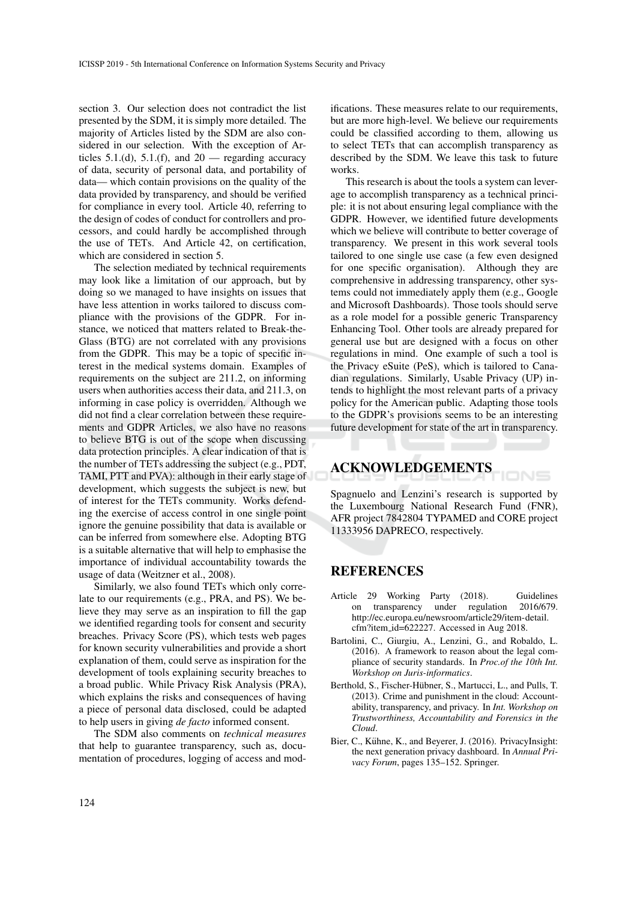section 3. Our selection does not contradict the list presented by the SDM, it is simply more detailed. The majority of Articles listed by the SDM are also considered in our selection. With the exception of Articles 5.1.(d), 5.1.(f), and 20 — regarding accuracy of data, security of personal data, and portability of data— which contain provisions on the quality of the data provided by transparency, and should be verified for compliance in every tool. Article 40, referring to the design of codes of conduct for controllers and processors, and could hardly be accomplished through the use of TETs. And Article 42, on certification, which are considered in section 5.

The selection mediated by technical requirements may look like a limitation of our approach, but by doing so we managed to have insights on issues that have less attention in works tailored to discuss compliance with the provisions of the GDPR. For instance, we noticed that matters related to Break-the-Glass (BTG) are not correlated with any provisions from the GDPR. This may be a topic of specific interest in the medical systems domain. Examples of requirements on the subject are 211.2, on informing users when authorities access their data, and 211.3, on informing in case policy is overridden. Although we did not find a clear correlation between these requirements and GDPR Articles, we also have no reasons to believe BTG is out of the scope when discussing data protection principles. A clear indication of that is the number of TETs addressing the subject (e.g., PDT, TAMI, PTT and PVA): although in their early stage of development, which suggests the subject is new, but of interest for the TETs community. Works defending the exercise of access control in one single point ignore the genuine possibility that data is available or can be inferred from somewhere else. Adopting BTG is a suitable alternative that will help to emphasise the importance of individual accountability towards the usage of data (Weitzner et al., 2008).

Similarly, we also found TETs which only correlate to our requirements (e.g., PRA, and PS). We believe they may serve as an inspiration to fill the gap we identified regarding tools for consent and security breaches. Privacy Score (PS), which tests web pages for known security vulnerabilities and provide a short explanation of them, could serve as inspiration for the development of tools explaining security breaches to a broad public. While Privacy Risk Analysis (PRA), which explains the risks and consequences of having a piece of personal data disclosed, could be adapted to help users in giving *de facto* informed consent.

The SDM also comments on *technical measures* that help to guarantee transparency, such as, documentation of procedures, logging of access and modifications. These measures relate to our requirements, but are more high-level. We believe our requirements could be classified according to them, allowing us to select TETs that can accomplish transparency as described by the SDM. We leave this task to future works.

This research is about the tools a system can leverage to accomplish transparency as a technical principle: it is not about ensuring legal compliance with the GDPR. However, we identified future developments which we believe will contribute to better coverage of transparency. We present in this work several tools tailored to one single use case (a few even designed for one specific organisation). Although they are comprehensive in addressing transparency, other systems could not immediately apply them (e.g., Google and Microsoft Dashboards). Those tools should serve as a role model for a possible generic Transparency Enhancing Tool. Other tools are already prepared for general use but are designed with a focus on other regulations in mind. One example of such a tool is the Privacy eSuite (PeS), which is tailored to Canadian regulations. Similarly, Usable Privacy (UP) intends to highlight the most relevant parts of a privacy policy for the American public. Adapting those tools to the GDPR's provisions seems to be an interesting future development for state of the art in transparency.

## ACKNOWLEDGEMENTS

Spagnuelo and Lenzini's research is supported by the Luxembourg National Research Fund (FNR), AFR project 7842804 TYPAMED and CORE project 11333956 DAPRECO, respectively.

## REFERENCES

Article 29 Working Party (2018). Guidelines on transparency under regulation 2016/679. http://ec.europa.eu/newsroom/article29/item-detail.cfm?item_id=622227. Accessed in Aug 2018.

Bartolini, C., Giurgiu, A., Lenzini, G., and Robaldo, L. (2016). A framework to reason about the legal compliance of security standards. In *Proc.of the 10th Int. Workshop on Juris-informatics*.

Berthold, S., Fischer-Hübner, S., Martucci, L., and Pulls, T. (2013). Crime and punishment in the cloud: Accountability, transparency, and privacy. In *Int. Workshop on Trustworthiness, Accountability and Forensics in the Cloud*.

Bier, C., Kühne, K., and Beyerer, J. (2016). PrivacyInsight: the next generation privacy dashboard. In *Annual Privacy Forum*, pages 135–152. Springer.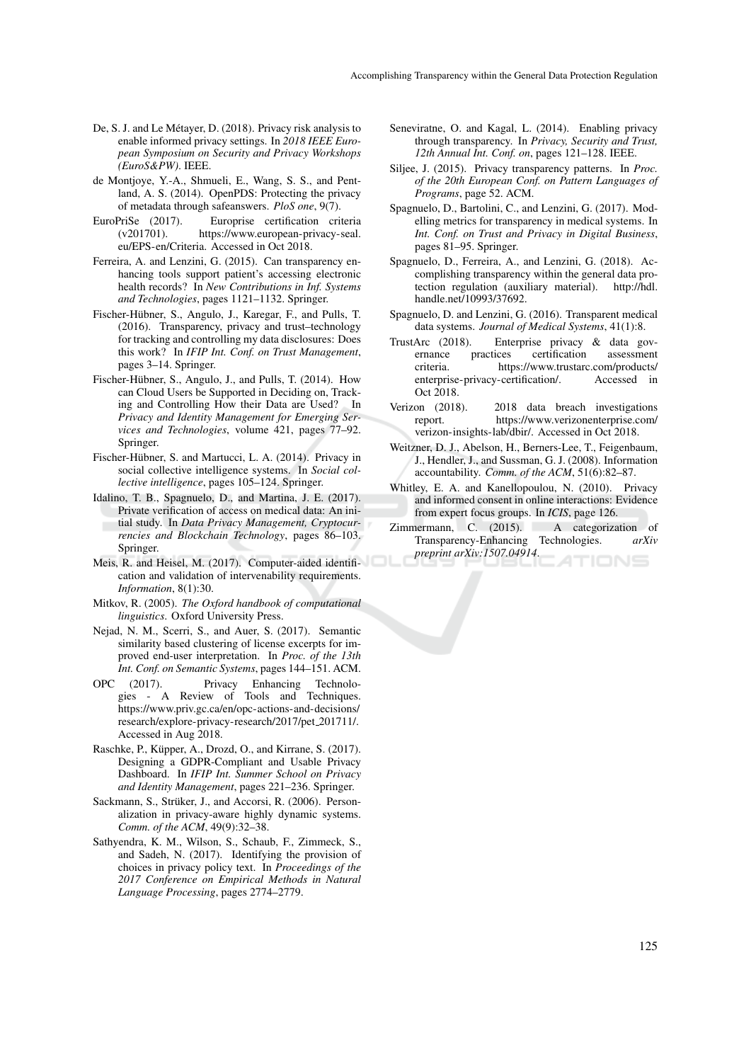De, S. J. and Le Métayer, D. (2018). Privacy risk analysis to enable informed privacy settings. In *2018 IEEE European Symposium on Security and Privacy Workshops (EuroS&PW)*. IEEE.

de Montjoye, Y.-A., Shmueli, E., Wang, S. S., and Pentland, A. S. (2014). OpenPDS: Protecting the privacy of metadata through safeanswers. *PloS one*, 9(7).

EuroPriSe (2017). Europrise certification criteria (v201701). https://www.european-privacy-seal.eu/EPS-en/Criteria. Accessed in Oct 2018.

Ferreira, A. and Lenzini, G. (2015). Can transparency enhancing tools support patient's accessing electronic health records? In *New Contributions in Inf. Systems and Technologies*, pages 1121–1132. Springer.

Fischer-Hübner, S., Angulo, J., Karegar, F., and Pulls, T. (2016). Transparency, privacy and trust–technology for tracking and controlling my data disclosures: Does this work? In *IFIP Int. Conf. on Trust Management*, pages 3–14. Springer.

Fischer-Hübner, S., Angulo, J., and Pulls, T. (2014). How can Cloud Users be Supported in Deciding on, Tracking and Controlling How their Data are Used? In *Privacy and Identity Management for Emerging Services and Technologies*, volume 421, pages 77–92. Springer.

Fischer-Hübner, S. and Martucci, L. A. (2014). Privacy in social collective intelligence systems. In *Social collective intelligence*, pages 105–124. Springer.

Idalino, T. B., Spagnuelo, D., and Martina, J. E. (2017). Private verification of access on medical data: An initial study. In *Data Privacy Management, Cryptocurrencies and Blockchain Technology*, pages 86–103. Springer.

Meis, R. and Heisel, M. (2017). Computer-aided identification and validation of intervenability requirements. *Information*, 8(1):30.

Mitkov, R. (2005). *The Oxford handbook of computational linguistics*. Oxford University Press.

Nejad, N. M., Scerri, S., and Auer, S. (2017). Semantic similarity based clustering of license excerpts for improved end-user interpretation. In *Proc. of the 13th Int. Conf. on Semantic Systems*, pages 144–151. ACM.

OPC (2017). Privacy Enhancing Technologies - A Review of Tools and Techniques. https://www.priv.gc.ca/en/opc-actions-and-decisions/research/explore-privacy-research/2017/pet_201711/. Accessed in Aug 2018.

Raschke, P., Küpper, A., Drozd, O., and Kirrane, S. (2017). Designing a GDPR-Compliant and Usable Privacy Dashboard. In *IFIP Int. Summer School on Privacy and Identity Management*, pages 221–236. Springer.

Sackmann, S., Strüker, J., and Accorsi, R. (2006). Personalization in privacy-aware highly dynamic systems. *Comm. of the ACM*, 49(9):32–38.

Sathyendra, K. M., Wilson, S., Schaub, F., Zimmeck, S., and Sadeh, N. (2017). Identifying the provision of choices in privacy policy text. In *Proceedings of the 2017 Conference on Empirical Methods in Natural Language Processing*, pages 2774–2779.

Seneviratne, O. and Kagal, L. (2014). Enabling privacy through transparency. In *Privacy, Security and Trust, 12th Annual Int. Conf. on*, pages 121–128. IEEE.

Siljee, J. (2015). Privacy transparency patterns. In *Proc. of the 20th European Conf. on Pattern Languages of Programs*, page 52. ACM.

Spagnuelo, D., Bartolini, C., and Lenzini, G. (2017). Modelling metrics for transparency in medical systems. In *Int. Conf. on Trust and Privacy in Digital Business*, pages 81–95. Springer.

Spagnuelo, D., Ferreira, A., and Lenzini, G. (2018). Accomplishing transparency within the general data protection regulation (auxiliary material). http://hdl.handle.net/10993/37692.

Spagnuelo, D. and Lenzini, G. (2016). Transparent medical data systems. *Journal of Medical Systems*, 41(1):8.

TrustArc (2018). Enterprise privacy & data governance practices certification assessment criteria. https://www.trustarc.com/products/enterprise-privacy-certification/. Accessed in Oct 2018.

Verizon (2018). 2018 data breach investigations report. https://www.verizonenterprise.com/verizon-insights-lab/dbir/. Accessed in Oct 2018.

Weitzner, D. J., Abelson, H., Berners-Lee, T., Feigenbaum, J., Hendler, J., and Sussman, G. J. (2008). Information accountability. *Comm. of the ACM*, 51(6):82–87.

Whitley, E. A. and Kanellopoulou, N. (2010). Privacy and informed consent in online interactions: Evidence from expert focus groups. In *ICIS*, page 126.

Zimmermann, C. (2015). A categorization of Transparency-Enhancing Technologies. *arXiv preprint arXiv:1507.04914*.